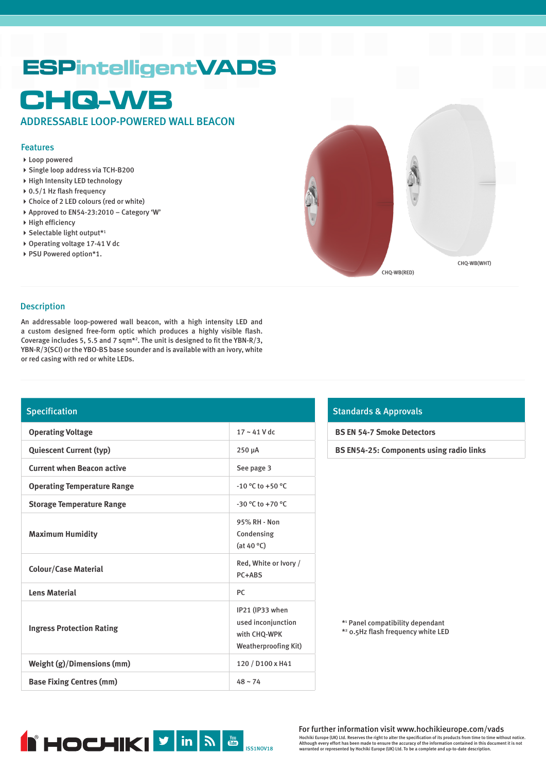# ESPintelligentVADS

# CHQ-WB

## ADDRESSABLE LOOP-POWERED WALL BEACON

### Features

- Loop powered
- Single loop address via TCH-B200
- High Intensity LED technology
- 0.5/1 Hz flash frequency
- Choice of 2 LED colours (red or white)
- Approved to EN54-23:2010 – Category 'W'
- High efficiency
- Selectable light output*1
- Operating voltage 17-41 V dc
- PSU Powered option*1.

CHQ-WB(RED)

CHQ-WB(WHT)

### Description

An addressable loop-powered wall beacon, with a high intensity LED and a custom designed free-form optic which produces a highly visible flash. Coverage includes 5, 5.5 and 7 sqm*2. The unit is designed to fit the YBN-R/3, YBN-R/3(SCI) or the YBO-BS base sounder and is available with an ivory, white or red casing with red or white LEDs.

### Specification

| Specification | |
|---|---|
| **Operating Voltage** | 17 ~ 41 V dc |
| **Quiescent Current (typ)** | 250 µA |
| **Current when Beacon active** | See page 3 |
| **Operating Temperature Range** | -10 °C to +50 °C |
| **Storage Temperature Range** | -30 °C to +70 °C |
| **Maximum Humidity** | 95% RH - Non Condensing (at 40 °C) |
| **Colour/Case Material** | Red, White or Ivory / PC+ABS |
| **Lens Material** | PC |
| **Ingress Protection Rating** | IP21 (IP33 when used inconjunction with CHQ-WPK Weatherproofing Kit) |
| **Weight (g)/Dimensions (mm)** | 120 / D100 x H41 |
| **Base Fixing Centres (mm)** | 48 ~ 74 |

### Standards & Approvals

| Standards & Approvals |
|---|
| **BS EN 54-7 Smoke Detectors** |
| **BS EN54-25: Components using radio links** |

*1 Panel compatibility dependant
*2 0.5Hz flash frequency white LED

HOCHIKI

ISS1NOV18

For further information visit www.hochikieurope.com/vads

Hochiki Europe (UK) Ltd. Reserves the right to alter the specification of its products from time to time without notice. Although every effort has been made to ensure the accuracy of the information contained in this document it is not warranted or represented by Hochiki Europe (UK) Ltd. To be a complete and up-to-date description.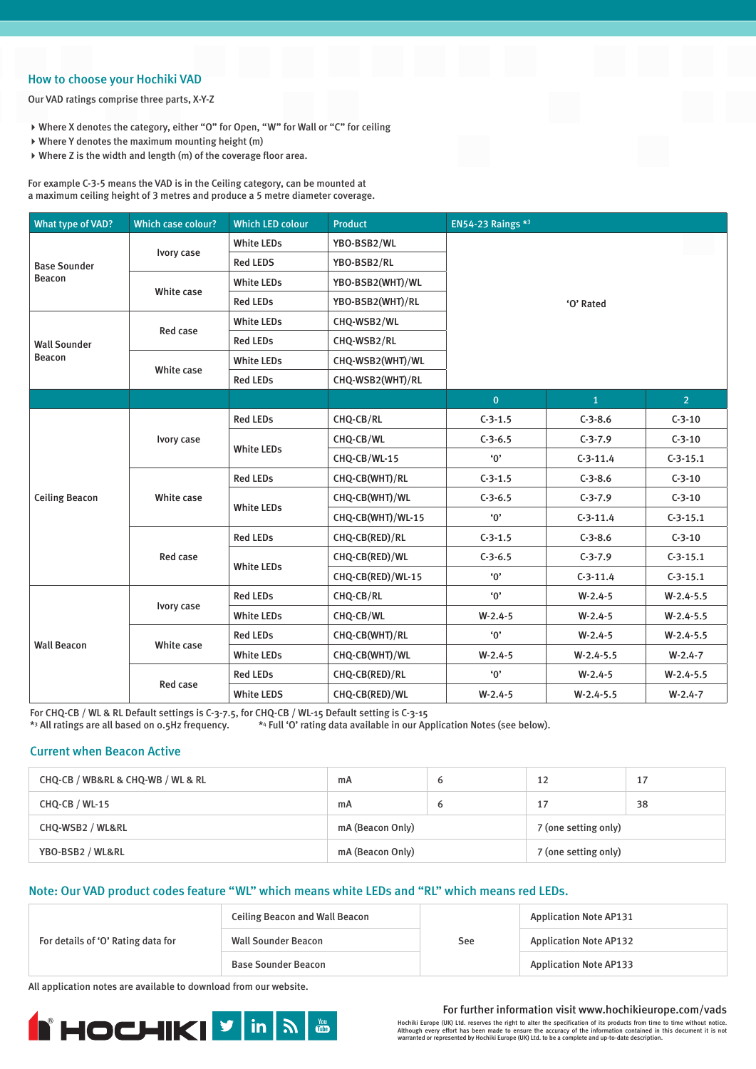## How to choose your Hochiki VAD

Our VAD ratings comprise three parts, X-Y-Z

- Where X denotes the category, either "O" for Open, "W" for Wall or "C" for ceiling
- Where Y denotes the maximum mounting height (m)
- Where Z is the width and length (m) of the coverage floor area.

For example C-3-5 means the VAD is in the Ceiling category, can be mounted at a maximum ceiling height of 3 metres and produce a 5 metre diameter coverage.

| What type of VAD? | Which case colour? | Which LED colour | Product | EN54-23 Raings *3 | | |
|---|---|---|---|---|---|---|
| Base Sounder Beacon | Ivory case | White LEDs | YBO-BSB2/WL | 'O' Rated | | |
| | | Red LEDS | YBO-BSB2/RL | | | |
| | White case | White LEDs | YBO-BSB2(WHT)/WL | | | |
| | | Red LEDs | YBO-BSB2(WHT)/RL | | | |
| Wall Sounder Beacon | Red case | White LEDs | CHQ-WSB2/WL | | | |
| | | Red LEDs | CHQ-WSB2/RL | | | |
| | White case | White LEDs | CHQ-WSB2(WHT)/WL | | | |
| | | Red LEDs | CHQ-WSB2(WHT)/RL | | | |
| | | | | 0 | 1 | 2 |
| Ceiling Beacon | Ivory case | Red LEDs | CHQ-CB/RL | C-3-1.5 | C-3-8.6 | C-3-10 |
| | | White LEDs | CHQ-CB/WL | C-3-6.5 | C-3-7.9 | C-3-10 |
| | | | CHQ-CB/WL-15 | 'O' | C-3-11.4 | C-3-15.1 |
| | White case | Red LEDs | CHQ-CB(WHT)/RL | C-3-1.5 | C-3-8.6 | C-3-10 |
| | | White LEDs | CHQ-CB(WHT)/WL | C-3-6.5 | C-3-7.9 | C-3-10 |
| | | | CHQ-CB(WHT)/WL-15 | 'O' | C-3-11.4 | C-3-15.1 |
| | Red case | Red LEDs | CHQ-CB(RED)/RL | C-3-1.5 | C-3-8.6 | C-3-10 |
| | | White LEDs | CHQ-CB(RED)/WL | C-3-6.5 | C-3-7.9 | C-3-15.1 |
| | | | CHQ-CB(RED)/WL-15 | 'O' | C-3-11.4 | C-3-15.1 |
| Wall Beacon | Ivory case | Red LEDs | CHQ-CB/RL | 'O' | W-2.4-5 | W-2.4-5.5 |
| | | White LEDs | CHQ-CB/WL | W-2.4-5 | W-2.4-5 | W-2.4-5.5 |
| | White case | Red LEDs | CHQ-CB(WHT)/RL | 'O' | W-2.4-5 | W-2.4-5.5 |
| | | White LEDs | CHQ-CB(WHT)/WL | W-2.4-5 | W-2.4-5.5 | W-2.4-7 |
| | Red case | Red LEDs | CHQ-CB(RED)/RL | 'O' | W-2.4-5 | W-2.4-5.5 |
| | | White LEDS | CHQ-CB(RED)/WL | W-2.4-5 | W-2.4-5.5 | W-2.4-7 |

For CHQ-CB / WL & RL Default settings is C-3-7.5, for CHQ-CB / WL-15 Default setting is C-3-15
*3 All ratings are all based on 0.5Hz frequency. *4 Full 'O' rating data available in our Application Notes (see below).

## Current when Beacon Active

| | | | | |
|---|---|---|---|---|
| CHQ-CB / WB&RL & CHQ-WB / WL & RL | mA | 6 | 12 | 17 |
| CHQ-CB / WL-15 | mA | 6 | 17 | 38 |
| CHQ-WSB2 / WL&RL | mA (Beacon Only) | | 7 (one setting only) | |
| YBO-BSB2 / WL&RL | mA (Beacon Only) | | 7 (one setting only) | |

## Note: Our VAD product codes feature "WL" which means white LEDs and "RL" which means red LEDs.

| | | | |
|---|---|---|---|
| For details of 'O' Rating data for | Ceiling Beacon and Wall Beacon | See | Application Note AP131 |
| | Wall Sounder Beacon | | Application Note AP132 |
| | Base Sounder Beacon | | Application Note AP133 |

All application notes are available to download from our website.

For further information visit www.hochikieurope.com/vads

Hochiki Europe (UK) Ltd. reserves the right to alter the specification of its products from time to time without notice. Although every effort has been made to ensure the accuracy of the information contained in this document it is not warranted or represented by Hochiki Europe (UK) Ltd. to be a complete and up-to-date description.